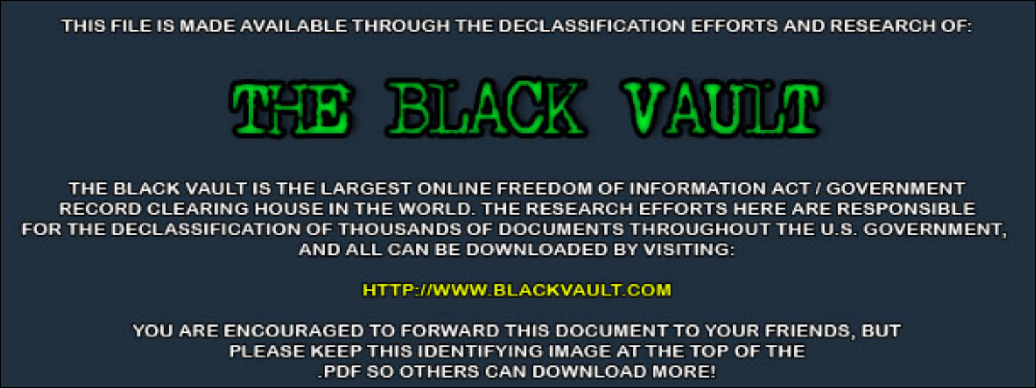THIS FILE IS MADE AVAILABLE THROUGH THE DECLASSIFICATION EFFORTS AND RESEARCH OF:

# THE BLACK VAULT

THE BLACK VAULT IS THE LARGEST ONLINE FREEDOM OF INFORMATION ACT / GOVERNMENT RECORD CLEARING HOUSE IN THE WORLD. THE RESEARCH EFFORTS HERE ARE RESPONSIBLE FOR THE DECLASSIFICATION OF THOUSANDS OF DOCUMENTS THROUGHOUT THE U.S. GOVERNMENT, AND ALL CAN BE DOWNLOADED BY VISITING:

HTTP://WWW.BLACKVAULT.COM

YOU ARE ENCOURAGED TO FORWARD THIS DOCUMENT TO YOUR FRIENDS, BUT PLEASE KEEP THIS IDENTIFYING IMAGE AT THE TOP OF THE .PDF SO OTHERS CAN DOWNLOAD MORE!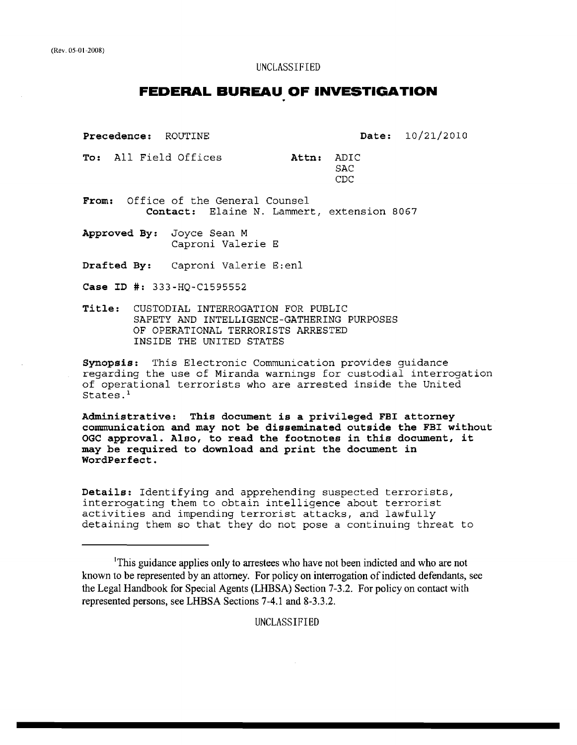(Rev. 05-01-2008)

UNCLASSIFIED

# FEDERAL BUREAU OF INVESTIGATION

**Precedence:** ROUTINE **Date:** 10/21/2010

**To:** All Field Offices **Attn:** ADIC
SAC
CDC

**From:** Office of the General Counsel
**Contact:** Elaine N. Lammert, extension 8067

**Approved By:** Joyce Sean M
Caproni Valerie E

**Drafted By:** Caproni Valerie E:enl

**Case ID #:** 333-HQ-C1595552

**Title:** CUSTODIAL INTERROGATION FOR PUBLIC SAFETY AND INTELLIGENCE-GATHERING PURPOSES OF OPERATIONAL TERRORISTS ARRESTED INSIDE THE UNITED STATES

**Synopsis:** This Electronic Communication provides guidance regarding the use of Miranda warnings for custodial interrogation of operational terrorists who are arrested inside the United States.[1]

**Administrative: This document is a privileged FBI attorney communication and may not be disseminated outside the FBI without OGC approval. Also, to read the footnotes in this document, it may be required to download and print the document in WordPerfect.**

**Details:** Identifying and apprehending suspected terrorists, interrogating them to obtain intelligence about terrorist activities and impending terrorist attacks, and lawfully detaining them so that they do not pose a continuing threat to

---

[1]This guidance applies only to arrestees who have not been indicted and who are not known to be represented by an attorney. For policy on interrogation of indicted defendants, see the Legal Handbook for Special Agents (LHBSA) Section 7-3.2. For policy on contact with represented persons, see LHBSA Sections 7-4.1 and 8-3.3.2.

UNCLASSIFIED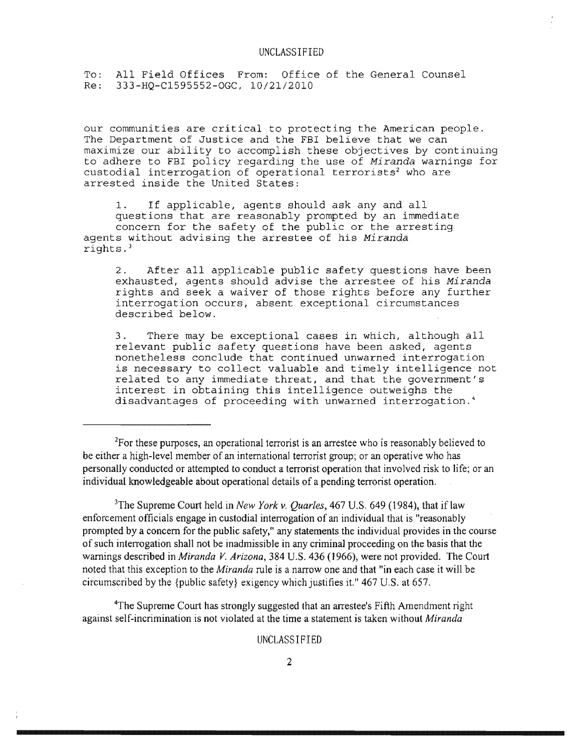UNCLASSIFIED

To: All Field Offices From: Office of the General Counsel
Re: 333-HQ-C1595552-OGC, 10/21/2010

our communities are critical to protecting the American people. The Department of Justice and the FBI believe that we can maximize our ability to accomplish these objectives by continuing to adhere to FBI policy regarding the use of *Miranda* warnings for custodial interrogation of operational terrorists[2] who are arrested inside the United States:

1. If applicable, agents should ask any and all questions that are reasonably prompted by an immediate concern for the safety of the public or the arresting agents without advising the arrestee of his *Miranda* rights.[3]

2. After all applicable public safety questions have been exhausted, agents should advise the arrestee of his *Miranda* rights and seek a waiver of those rights before any further interrogation occurs, absent exceptional circumstances described below.

3. There may be exceptional cases in which, although all relevant public safety questions have been asked, agents nonetheless conclude that continued unwarned interrogation is necessary to collect valuable and timely intelligence not related to any immediate threat, and that the government's interest in obtaining this intelligence outweighs the disadvantages of proceeding with unwarned interrogation.[4]

---

[2]For these purposes, an operational terrorist is an arrestee who is reasonably believed to be either a high-level member of an international terrorist group; or an operative who has personally conducted or attempted to conduct a terrorist operation that involved risk to life; or an individual knowledgeable about operational details of a pending terrorist operation.

[3]The Supreme Court held in *New York v. Quarles*, 467 U.S. 649 (1984), that if law enforcement officials engage in custodial interrogation of an individual that is "reasonably prompted by a concern for the public safety," any statements the individual provides in the course of such interrogation shall not be inadmissible in any criminal proceeding on the basis that the warnings described in *Miranda V. Arizona*, 384 U.S. 436 (1966), were not provided. The Court noted that this exception to the *Miranda* rule is a narrow one and that "in each case it will be circumscribed by the {public safety} exigency which justifies it." 467 U.S. at 657.

[4]The Supreme Court has strongly suggested that an arrestee's Fifth Amendment right against self-incrimination is not violated at the time a statement is taken without *Miranda*

UNCLASSIFIED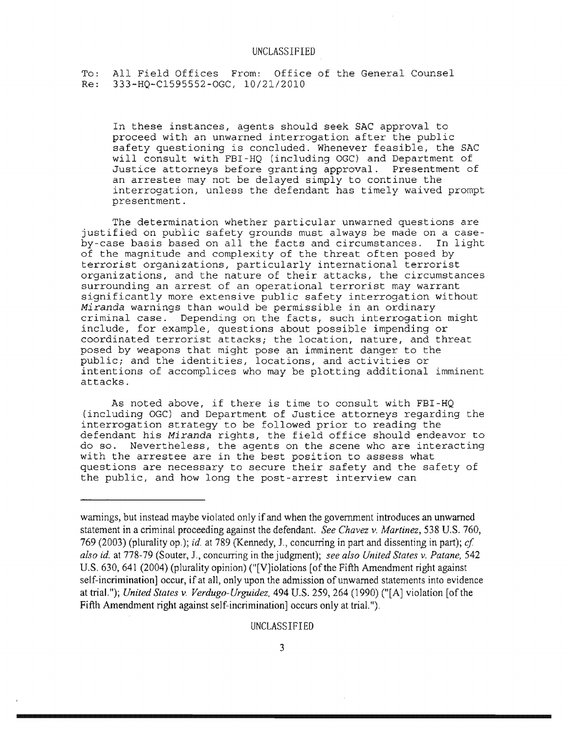In these instances, agents should seek SAC approval to proceed with an unwarned interrogation after the public safety questioning is concluded. Whenever feasible, the SAC will consult with FBI-HQ (including OGC) and Department of Justice attorneys before granting approval. Presentment of an arrestee may not be delayed simply to continue the interrogation, unless the defendant has timely waived prompt presentment.

The determination whether particular unwarned questions are justified on public safety grounds must always be made on a case-by-case basis based on all the facts and circumstances. In light of the magnitude and complexity of the threat often posed by terrorist organizations, particularly international terrorist organizations, and the nature of their attacks, the circumstances surrounding an arrest of an operational terrorist may warrant significantly more extensive public safety interrogation without *Miranda* warnings than would be permissible in an ordinary criminal case. Depending on the facts, such interrogation might include, for example, questions about possible impending or coordinated terrorist attacks; the location, nature, and threat posed by weapons that might pose an imminent danger to the public; and the identities, locations, and activities or intentions of accomplices who may be plotting additional imminent attacks.

As noted above, if there is time to consult with FBI-HQ (including OGC) and Department of Justice attorneys regarding the interrogation strategy to be followed prior to reading the defendant his *Miranda* rights, the field office should endeavor to do so. Nevertheless, the agents on the scene who are interacting with the arrestee are in the best position to assess what questions are necessary to secure their safety and the safety of the public, and how long the post-arrest interview can

---

warnings, but instead maybe violated only if and when the government introduces an unwarned statement in a criminal proceeding against the defendant. *See Chavez v. Martinez*, 538 U.S. 760, 769 (2003) (plurality op.); *id.* at 789 (Kennedy, J., concurring in part and dissenting in part); *cf. also id.* at 778-79 (Souter, J., concurring in the judgment); *see also United States v. Patane*, 542 U.S. 630, 641 (2004) (plurality opinion) ("[V]iolations [of the Fifth Amendment right against self-incrimination] occur, if at all, only upon the admission of unwarned statements into evidence at trial."); *United States v. Verdugo-Urguidez*, 494 U.S. 259, 264 (1990) ("[A] violation [of the Fifth Amendment right against self-incrimination] occurs only at trial.").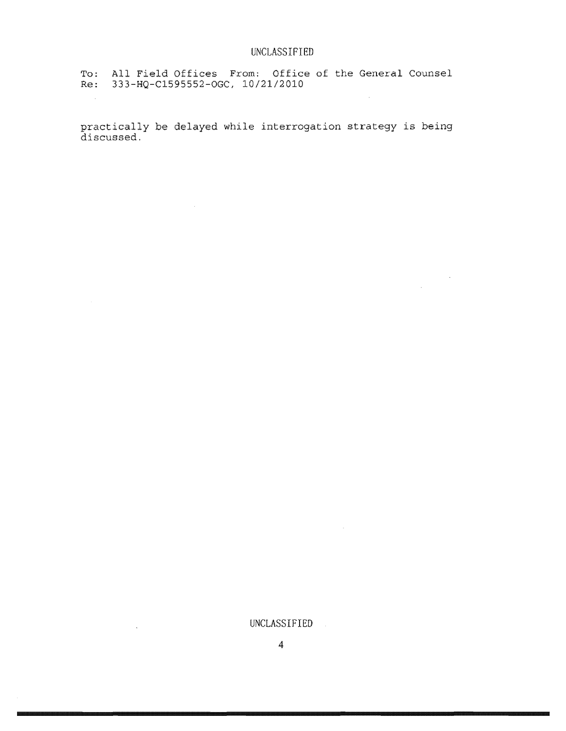practically be delayed while interrogation strategy is being discussed.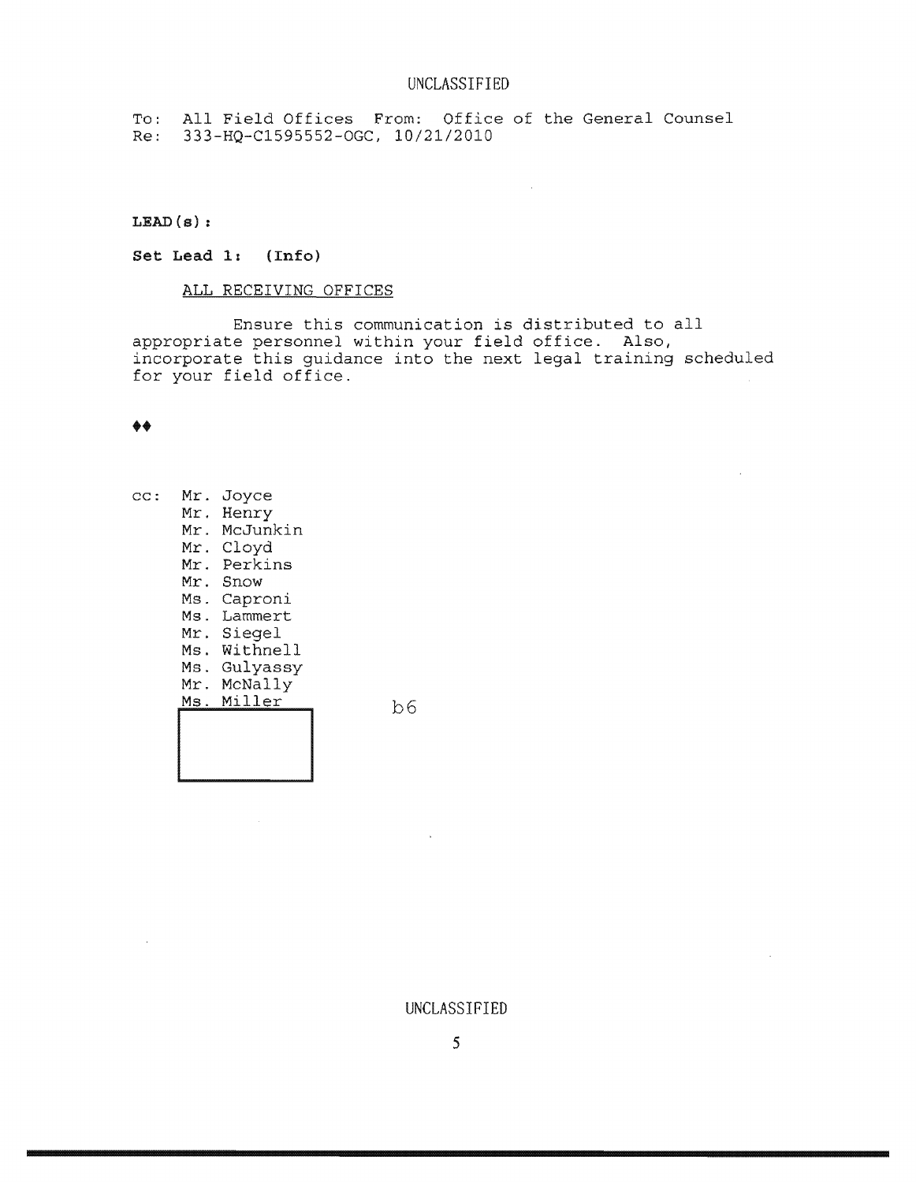To: All Field Offices From: Office of the General Counsel
Re: 333-HQ-C1595552-OGC, 10/21/2010

**LEAD(s):**

**Set Lead 1: (Info)**

ALL RECEIVING OFFICES

Ensure this communication is distributed to all appropriate personnel within your field office. Also, incorporate this guidance into the next legal training scheduled for your field office.

♦♦

cc: Mr. Joyce
Mr. Henry
Mr. McJunkin
Mr. Cloyd
Mr. Perkins
Mr. Snow
Ms. Caproni
Ms. Lammert
Mr. Siegel
Ms. Withnell
Ms. Gulyassy
Mr. McNally
Ms. Miller

b6